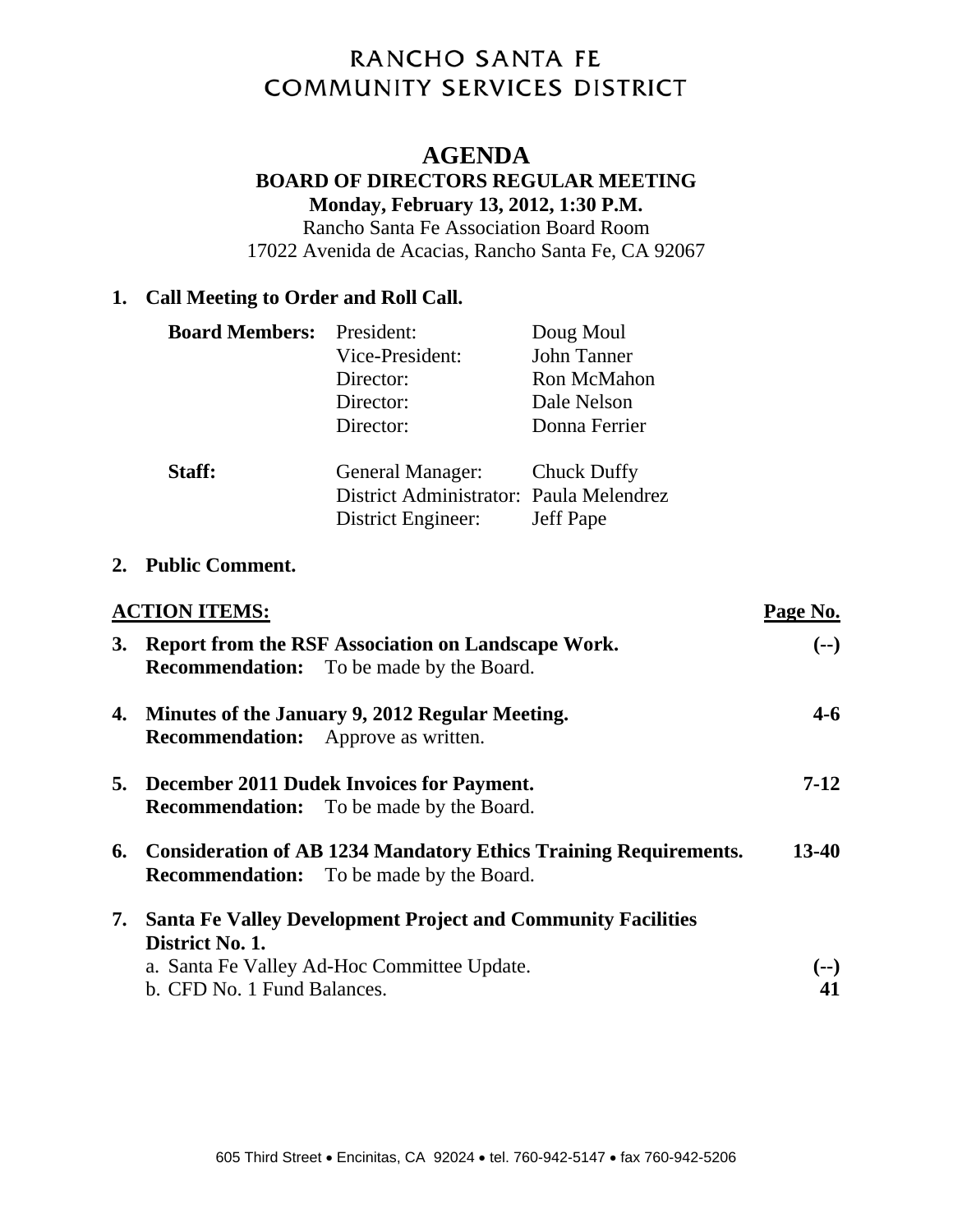# RANCHO SANTA FE COMMUNITY SERVICES DISTRICT

## AGENDA

### BOARD OF DIRECTORS REGULAR MEETING

**Monday, February 13, 2012, 1:30 P.M.**

Rancho Santa Fe Association Board Room
17022 Avenida de Acacias, Rancho Santa Fe, CA 92067

**1. Call Meeting to Order and Roll Call.**

| | | |
|---|---|---|
| **Board Members:** | President: | Doug Moul |
| | Vice-President: | John Tanner |
| | Director: | Ron McMahon |
| | Director: | Dale Nelson |
| | Director: | Donna Ferrier |
| **Staff:** | General Manager: | Chuck Duffy |
| | District Administrator: | Paula Melendrez |
| | District Engineer: | Jeff Pape |

**2. Public Comment.**

| <u>**ACTION ITEMS:**</u> | <u>**Page No.**</u> |
|---|---|
| **3. Report from the RSF Association on Landscape Work.**<br>**Recommendation:** To be made by the Board. | **(--)** |
| **4. Minutes of the January 9, 2012 Regular Meeting.**<br>**Recommendation:** Approve as written. | **4-6** |
| **5. December 2011 Dudek Invoices for Payment.**<br>**Recommendation:** To be made by the Board. | **7-12** |
| **6. Consideration of AB 1234 Mandatory Ethics Training Requirements.**<br>**Recommendation:** To be made by the Board. | **13-40** |
| **7. Santa Fe Valley Development Project and Community Facilities District No. 1.** | |
| a. Santa Fe Valley Ad-Hoc Committee Update. | **(--)** |
| b. CFD No. 1 Fund Balances. | **41** |

605 Third Street • Encinitas, CA 92024 • tel. 760-942-5147 • fax 760-942-5206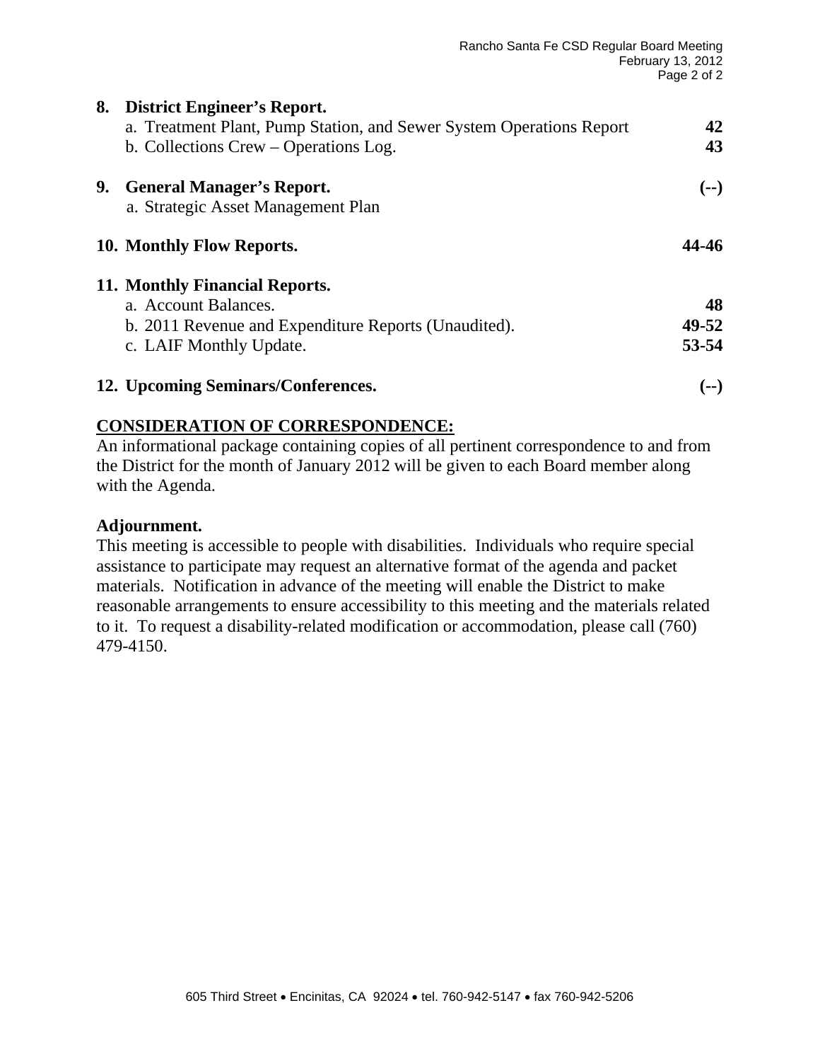| | |
|---|---|
| **8. District Engineer's Report.** | |
| a. Treatment Plant, Pump Station, and Sewer System Operations Report | **42** |
| b. Collections Crew – Operations Log. | **43** |
| **9. General Manager's Report.** | **(--)** |
| a. Strategic Asset Management Plan | |
| **10. Monthly Flow Reports.** | **44-46** |
| **11. Monthly Financial Reports.** | |
| a. Account Balances. | **48** |
| b. 2011 Revenue and Expenditure Reports (Unaudited). | **49-52** |
| c. LAIF Monthly Update. | **53-54** |
| **12. Upcoming Seminars/Conferences.** | **(--)** |

**CONSIDERATION OF CORRESPONDENCE:**

An informational package containing copies of all pertinent correspondence to and from the District for the month of January 2012 will be given to each Board member along with the Agenda.

**Adjournment.**

This meeting is accessible to people with disabilities. Individuals who require special assistance to participate may request an alternative format of the agenda and packet materials. Notification in advance of the meeting will enable the District to make reasonable arrangements to ensure accessibility to this meeting and the materials related to it. To request a disability-related modification or accommodation, please call (760) 479-4150.